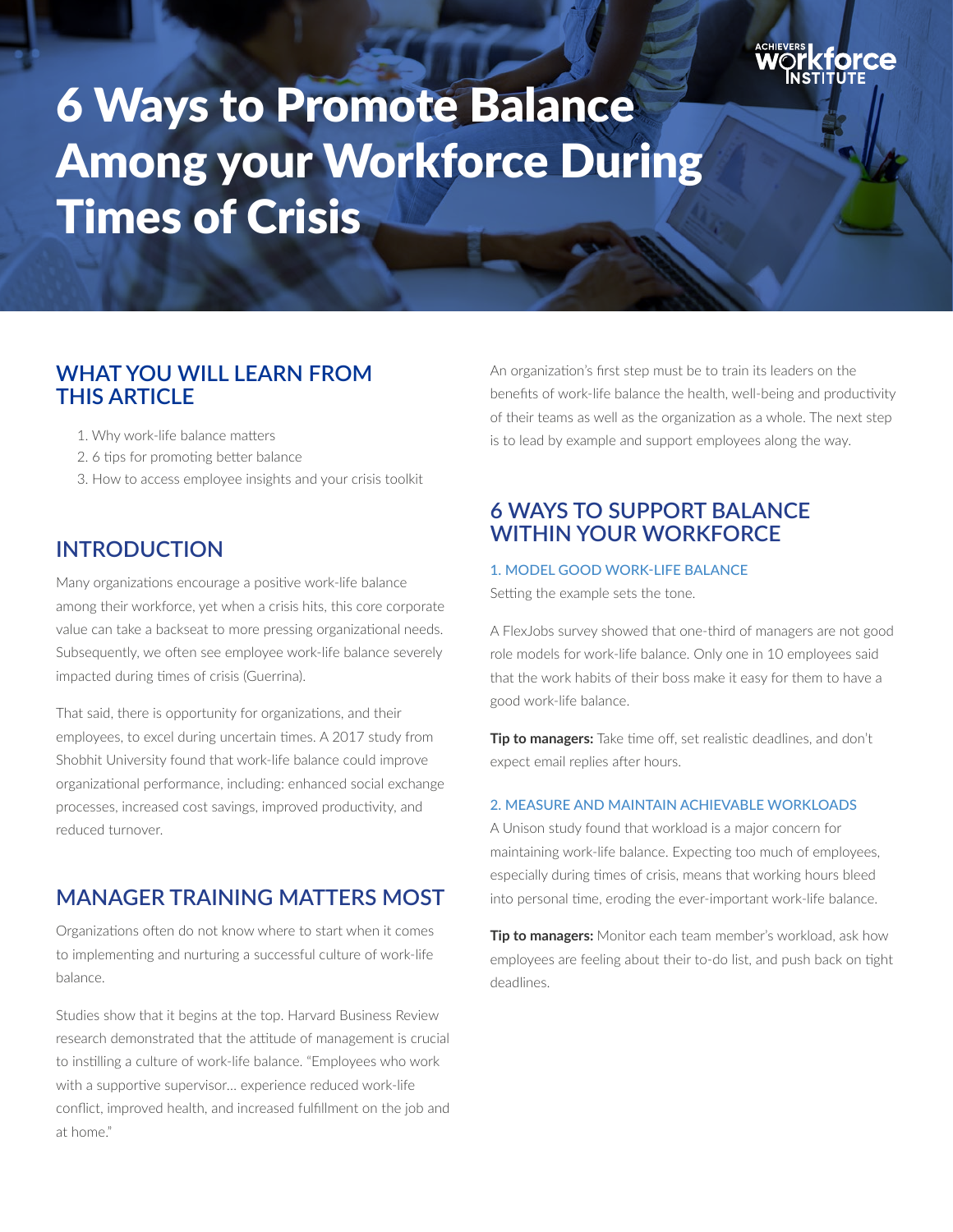# 6 Ways to Promote Balance Among your Workforce During Times of Crisis

## WHAT YOU WILL LEARN FROM THIS ARTICLE

1. Why work-life balance matters
2. 6 tips for promoting better balance
3. How to access employee insights and your crisis toolkit

## INTRODUCTION

Many organizations encourage a positive work-life balance among their workforce, yet when a crisis hits, this core corporate value can take a backseat to more pressing organizational needs. Subsequently, we often see employee work-life balance severely impacted during times of crisis (Guerrina).

That said, there is opportunity for organizations, and their employees, to excel during uncertain times. A 2017 study from Shobhit University found that work-life balance could improve organizational performance, including: enhanced social exchange processes, increased cost savings, improved productivity, and reduced turnover.

## MANAGER TRAINING MATTERS MOST

Organizations often do not know where to start when it comes to implementing and nurturing a successful culture of work-life balance.

Studies show that it begins at the top. Harvard Business Review research demonstrated that the attitude of management is crucial to instilling a culture of work-life balance. "Employees who work with a supportive supervisor... experience reduced work-life conflict, improved health, and increased fulfillment on the job and at home."

An organization's first step must be to train its leaders on the benefits of work-life balance the health, well-being and productivity of their teams as well as the organization as a whole. The next step is to lead by example and support employees along the way.

## 6 WAYS TO SUPPORT BALANCE WITHIN YOUR WORKFORCE

### 1. MODEL GOOD WORK-LIFE BALANCE

Setting the example sets the tone.

A FlexJobs survey showed that one-third of managers are not good role models for work-life balance. Only one in 10 employees said that the work habits of their boss make it easy for them to have a good work-life balance.

**Tip to managers:** Take time off, set realistic deadlines, and don't expect email replies after hours.

### 2. MEASURE AND MAINTAIN ACHIEVABLE WORKLOADS

A Unison study found that workload is a major concern for maintaining work-life balance. Expecting too much of employees, especially during times of crisis, means that working hours bleed into personal time, eroding the ever-important work-life balance.

**Tip to managers:** Monitor each team member's workload, ask how employees are feeling about their to-do list, and push back on tight deadlines.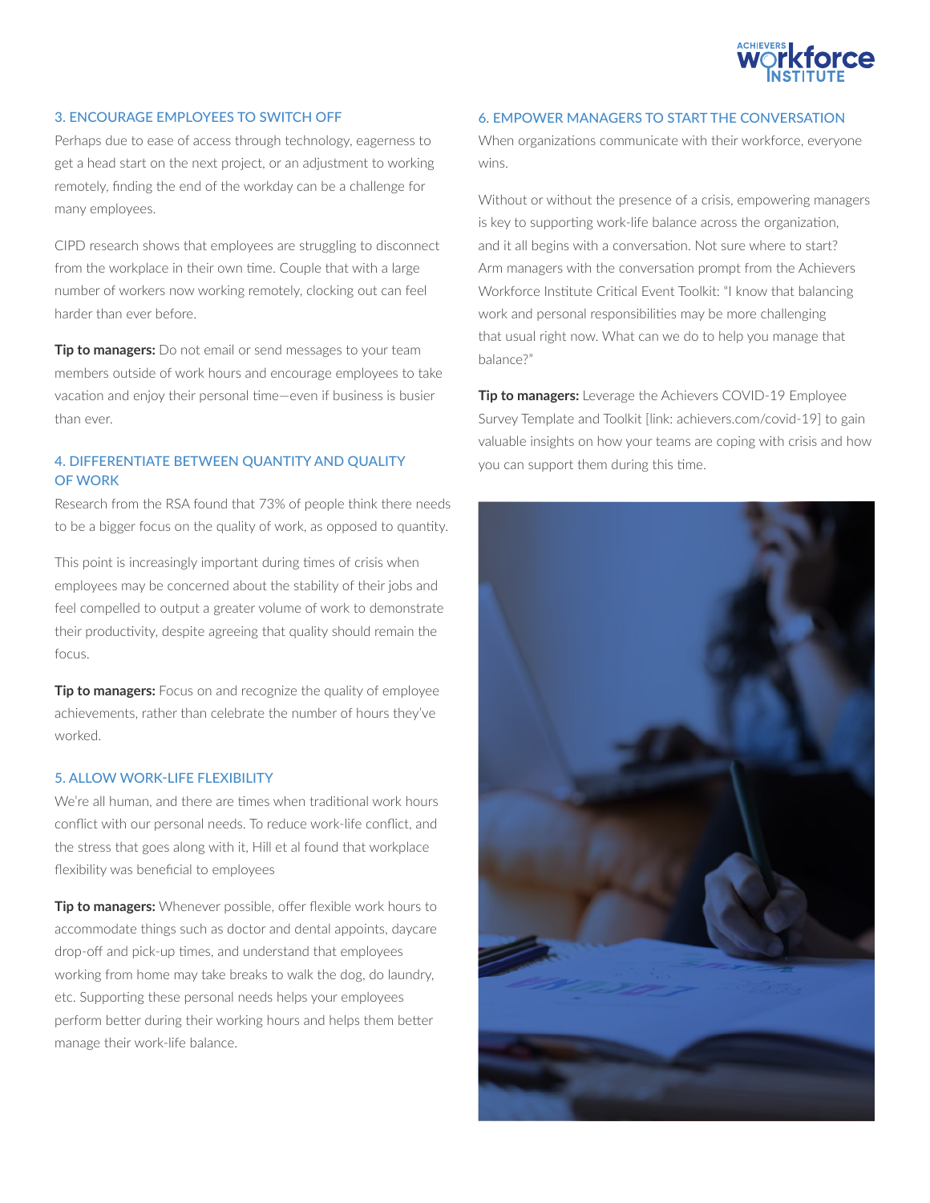### 3. ENCOURAGE EMPLOYEES TO SWITCH OFF

Perhaps due to ease of access through technology, eagerness to get a head start on the next project, or an adjustment to working remotely, finding the end of the workday can be a challenge for many employees.

CIPD research shows that employees are struggling to disconnect from the workplace in their own time. Couple that with a large number of workers now working remotely, clocking out can feel harder than ever before.

**Tip to managers:** Do not email or send messages to your team members outside of work hours and encourage employees to take vacation and enjoy their personal time—even if business is busier than ever.

### 4. DIFFERENTIATE BETWEEN QUANTITY AND QUALITY OF WORK

Research from the RSA found that 73% of people think there needs to be a bigger focus on the quality of work, as opposed to quantity.

This point is increasingly important during times of crisis when employees may be concerned about the stability of their jobs and feel compelled to output a greater volume of work to demonstrate their productivity, despite agreeing that quality should remain the focus.

**Tip to managers:** Focus on and recognize the quality of employee achievements, rather than celebrate the number of hours they've worked.

### 5. ALLOW WORK-LIFE FLEXIBILITY

We're all human, and there are times when traditional work hours conflict with our personal needs. To reduce work-life conflict, and the stress that goes along with it, Hill et al found that workplace flexibility was beneficial to employees

**Tip to managers:** Whenever possible, offer flexible work hours to accommodate things such as doctor and dental appoints, daycare drop-off and pick-up times, and understand that employees working from home may take breaks to walk the dog, do laundry, etc. Supporting these personal needs helps your employees perform better during their working hours and helps them better manage their work-life balance.

### 6. EMPOWER MANAGERS TO START THE CONVERSATION

When organizations communicate with their workforce, everyone wins.

Without or without the presence of a crisis, empowering managers is key to supporting work-life balance across the organization, and it all begins with a conversation. Not sure where to start? Arm managers with the conversation prompt from the Achievers Workforce Institute Critical Event Toolkit: "I know that balancing work and personal responsibilities may be more challenging that usual right now. What can we do to help you manage that balance?"

**Tip to managers:** Leverage the Achievers COVID-19 Employee Survey Template and Toolkit [link: achievers.com/covid-19] to gain valuable insights on how your teams are coping with crisis and how you can support them during this time.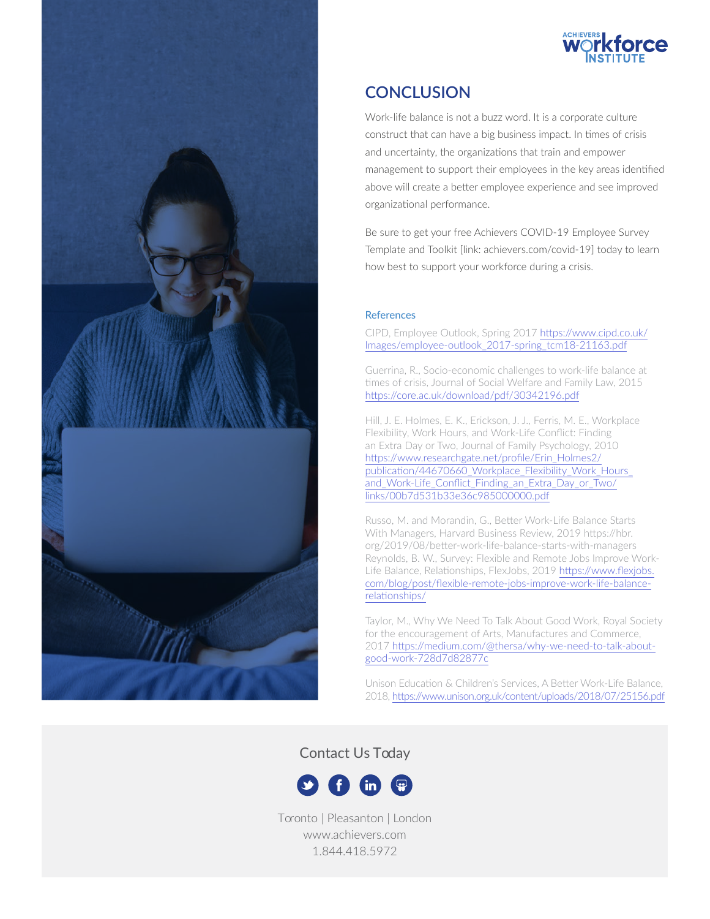## CONCLUSION

Work-life balance is not a buzz word. It is a corporate culture construct that can have a big business impact. In times of crisis and uncertainty, the organizations that train and empower management to support their employees in the key areas identified above will create a better employee experience and see improved organizational performance.

Be sure to get your free Achievers COVID-19 Employee Survey Template and Toolkit [link: achievers.com/covid-19] today to learn how best to support your workforce during a crisis.

### References

CIPD, Employee Outlook, Spring 2017 https://www.cipd.co.uk/Images/employee-outlook_2017-spring_tcm18-21163.pdf

Guerrina, R., Socio-economic challenges to work-life balance at times of crisis, Journal of Social Welfare and Family Law, 2015 https://core.ac.uk/download/pdf/30342196.pdf

Hill, J. E. Holmes, E. K., Erickson, J. J., Ferris, M. E., Workplace Flexibility, Work Hours, and Work-Life Conflict: Finding an Extra Day or Two, Journal of Family Psychology, 2010 https://www.researchgate.net/profile/Erin_Holmes2/publication/44670660_Workplace_Flexibility_Work_Hours_and_Work-Life_Conflict_Finding_an_Extra_Day_or_Two/links/00b7d531b33e36c985000000.pdf

Russo, M. and Morandin, G., Better Work-Life Balance Starts With Managers, Harvard Business Review, 2019 https://hbr.org/2019/08/better-work-life-balance-starts-with-managers
Reynolds, B. W., Survey: Flexible and Remote Jobs Improve Work-Life Balance, Relationships, FlexJobs, 2019 https://www.flexjobs.com/blog/post/flexible-remote-jobs-improve-work-life-balance-relationships/

Taylor, M., Why We Need To Talk About Good Work, Royal Society for the encouragement of Arts, Manufactures and Commerce, 2017 https://medium.com/@thersa/why-we-need-to-talk-about-good-work-728d7d82877c

Unison Education & Children's Services, A Better Work-Life Balance, 2018, https://www.unison.org.uk/content/uploads/2018/07/25156.pdf

Contact Us Today

Toronto | Pleasanton | London
www.achievers.com
1.844.418.5972